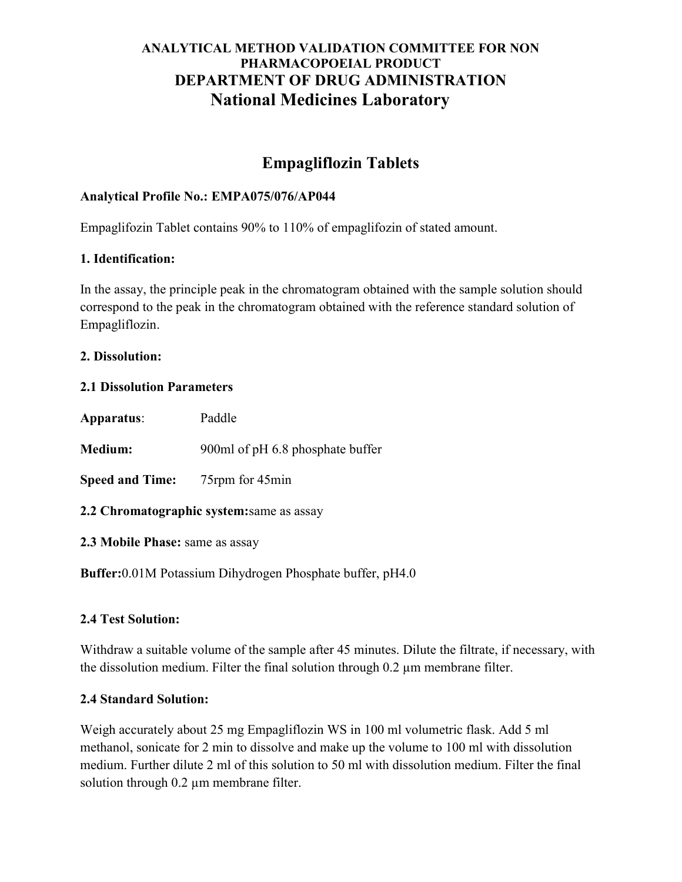**ANALYTICAL METHOD VALIDATION COMMITTEE FOR NON PHARMACOPOEIAL PRODUCT**

**DEPARTMENT OF DRUG ADMINISTRATION**

# National Medicines Laboratory

## Empagliflozin Tablets

**Analytical Profile No.: EMPA075/076/AP044**

Empaglifozin Tablet contains 90% to 110% of empaglifozin of stated amount.

### 1. Identification:

In the assay, the principle peak in the chromatogram obtained with the sample solution should correspond to the peak in the chromatogram obtained with the reference standard solution of Empagliflozin.

### 2. Dissolution:

#### 2.1 Dissolution Parameters

**Apparatus**: Paddle

**Medium:** 900ml of pH 6.8 phosphate buffer

**Speed and Time:** 75rpm for 45min

**2.2 Chromatographic system:** same as assay

**2.3 Mobile Phase:** same as assay

**Buffer:** 0.01M Potassium Dihydrogen Phosphate buffer, pH4.0

#### 2.4 Test Solution:

Withdraw a suitable volume of the sample after 45 minutes. Dilute the filtrate, if necessary, with the dissolution medium. Filter the final solution through 0.2 µm membrane filter.

#### 2.4 Standard Solution:

Weigh accurately about 25 mg Empagliflozin WS in 100 ml volumetric flask. Add 5 ml methanol, sonicate for 2 min to dissolve and make up the volume to 100 ml with dissolution medium. Further dilute 2 ml of this solution to 50 ml with dissolution medium. Filter the final solution through 0.2 µm membrane filter.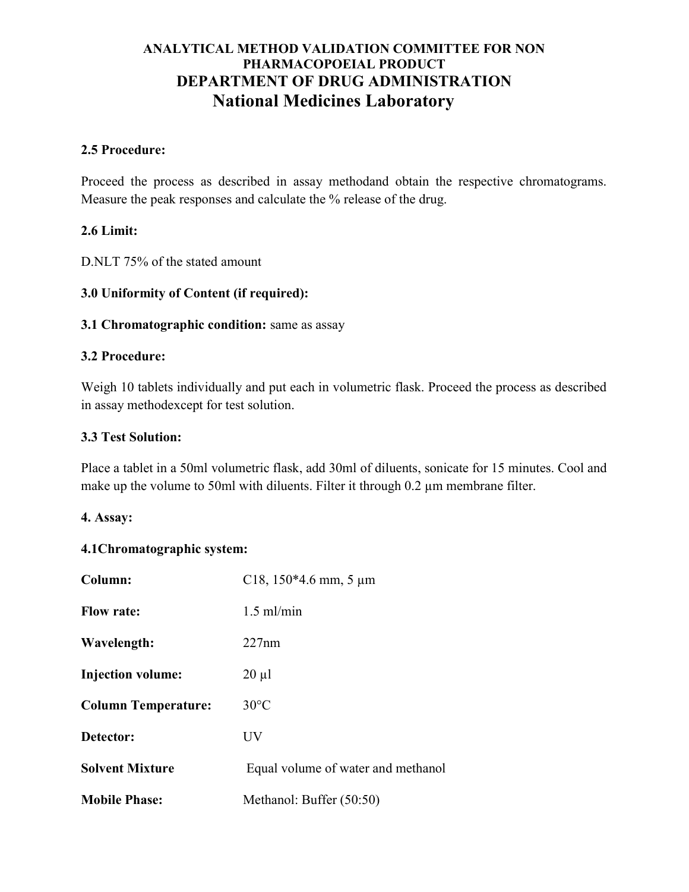**ANALYTICAL METHOD VALIDATION COMMITTEE FOR NON PHARMACOPOEIAL PRODUCT**

**DEPARTMENT OF DRUG ADMINISTRATION**

**National Medicines Laboratory**

**2.5 Procedure:**

Proceed the process as described in assay methodand obtain the respective chromatograms. Measure the peak responses and calculate the % release of the drug.

**2.6 Limit:**

D.NLT 75% of the stated amount

**3.0 Uniformity of Content (if required):**

**3.1 Chromatographic condition:** same as assay

**3.2 Procedure:**

Weigh 10 tablets individually and put each in volumetric flask. Proceed the process as described in assay methodexcept for test solution.

**3.3 Test Solution:**

Place a tablet in a 50ml volumetric flask, add 30ml of diluents, sonicate for 15 minutes. Cool and make up the volume to 50ml with diluents. Filter it through 0.2 µm membrane filter.

**4. Assay:**

**4.1Chromatographic system:**

**Column:** C18, 150*4.6 mm, 5 µm

**Flow rate:** 1.5 ml/min

**Wavelength:** 227nm

**Injection volume:** 20 µl

**Column Temperature:** 30°C

**Detector:** UV

**Solvent Mixture** Equal volume of water and methanol

**Mobile Phase:** Methanol: Buffer (50:50)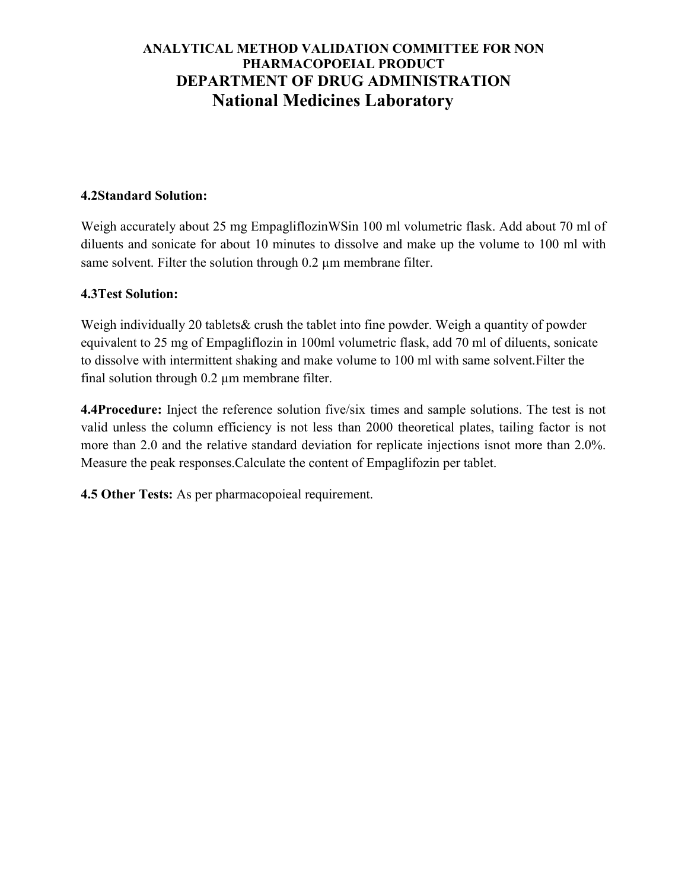**ANALYTICAL METHOD VALIDATION COMMITTEE FOR NON PHARMACOPOEIAL PRODUCT**

**DEPARTMENT OF DRUG ADMINISTRATION**

# National Medicines Laboratory

**4.2Standard Solution:**

Weigh accurately about 25 mg EmpagliflozinWSin 100 ml volumetric flask. Add about 70 ml of diluents and sonicate for about 10 minutes to dissolve and make up the volume to 100 ml with same solvent. Filter the solution through 0.2 µm membrane filter.

**4.3Test Solution:**

Weigh individually 20 tablets& crush the tablet into fine powder. Weigh a quantity of powder equivalent to 25 mg of Empagliflozin in 100ml volumetric flask, add 70 ml of diluents, sonicate to dissolve with intermittent shaking and make volume to 100 ml with same solvent.Filter the final solution through 0.2 µm membrane filter.

**4.4Procedure:** Inject the reference solution five/six times and sample solutions. The test is not valid unless the column efficiency is not less than 2000 theoretical plates, tailing factor is not more than 2.0 and the relative standard deviation for replicate injections isnot more than 2.0%. Measure the peak responses.Calculate the content of Empaglifozin per tablet.

**4.5 Other Tests:** As per pharmacopoieal requirement.